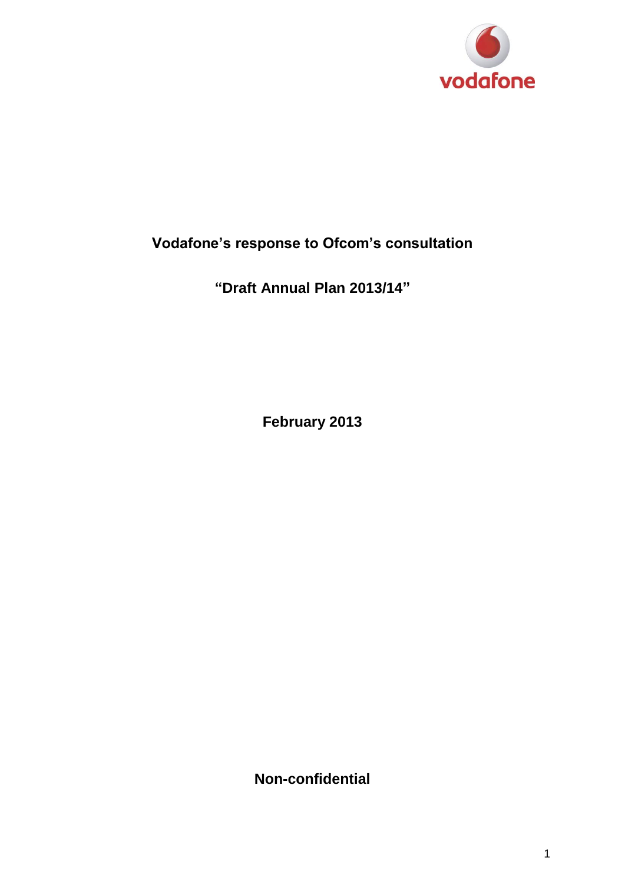# Vodafone's response to Ofcom's consultation

## "Draft Annual Plan 2013/14"

**February 2013**

**Non-confidential**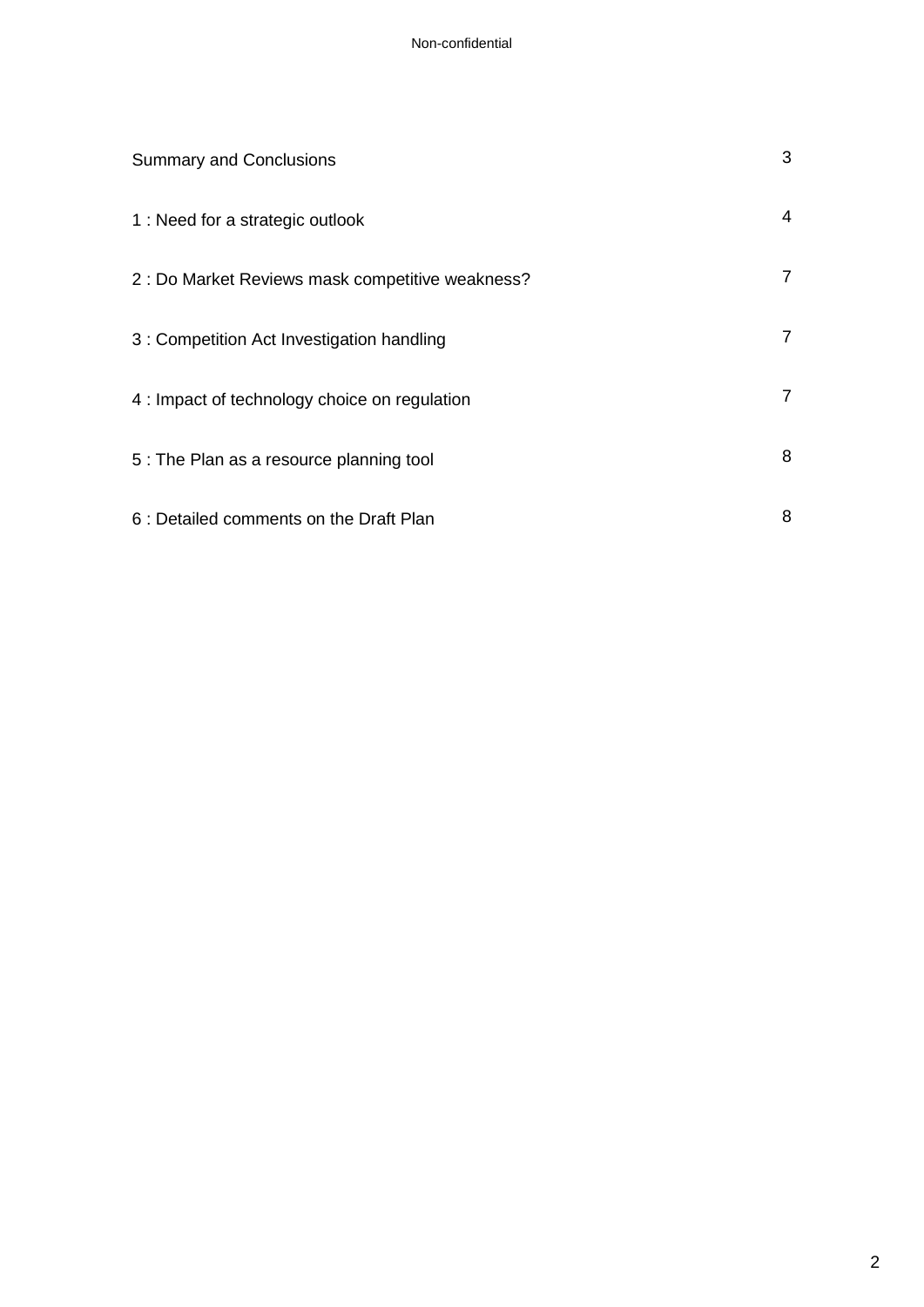| | |
|---|---|
| Summary and Conclusions | 3 |
| 1 : Need for a strategic outlook | 4 |
| 2 : Do Market Reviews mask competitive weakness? | 7 |
| 3 : Competition Act Investigation handling | 7 |
| 4 : Impact of technology choice on regulation | 7 |
| 5 : The Plan as a resource planning tool | 8 |
| 6 : Detailed comments on the Draft Plan | 8 |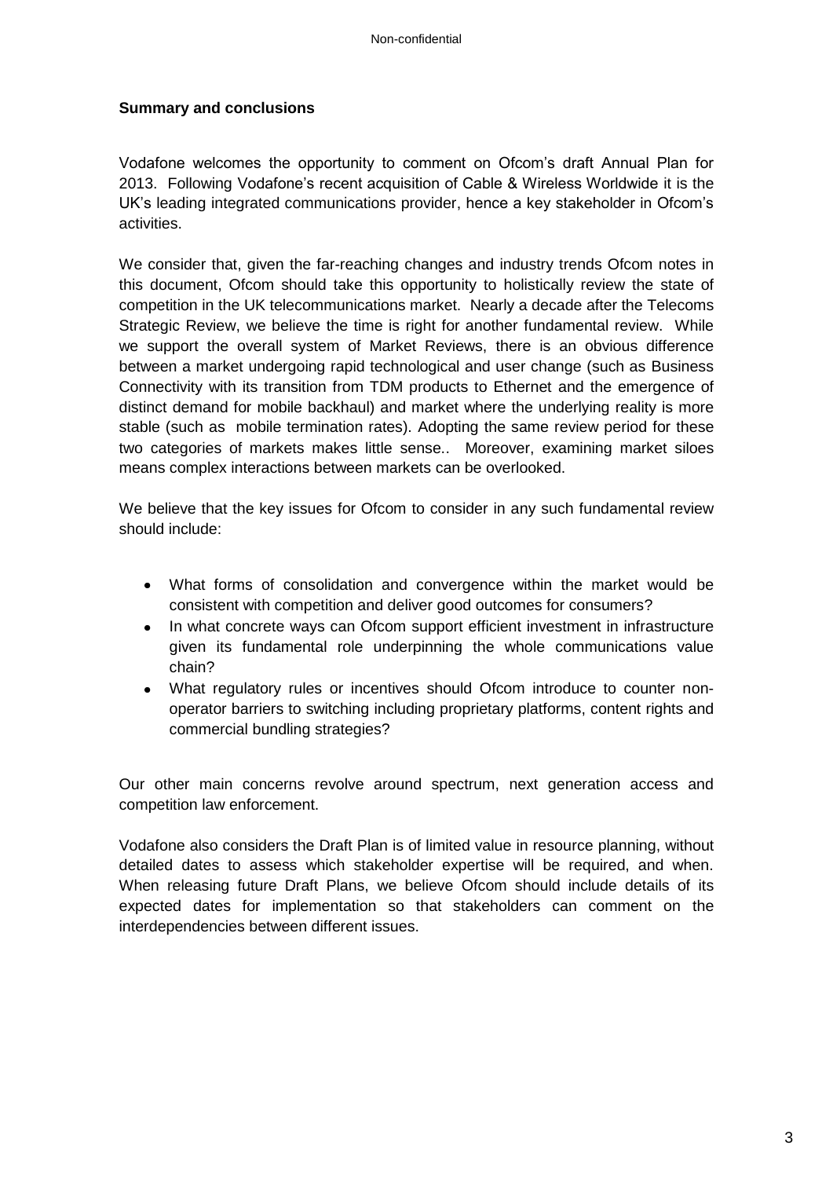**Summary and conclusions**

Vodafone welcomes the opportunity to comment on Ofcom's draft Annual Plan for 2013. Following Vodafone's recent acquisition of Cable & Wireless Worldwide it is the UK's leading integrated communications provider, hence a key stakeholder in Ofcom's activities.

We consider that, given the far-reaching changes and industry trends Ofcom notes in this document, Ofcom should take this opportunity to holistically review the state of competition in the UK telecommunications market. Nearly a decade after the Telecoms Strategic Review, we believe the time is right for another fundamental review. While we support the overall system of Market Reviews, there is an obvious difference between a market undergoing rapid technological and user change (such as Business Connectivity with its transition from TDM products to Ethernet and the emergence of distinct demand for mobile backhaul) and market where the underlying reality is more stable (such as mobile termination rates). Adopting the same review period for these two categories of markets makes little sense.. Moreover, examining market siloes means complex interactions between markets can be overlooked.

We believe that the key issues for Ofcom to consider in any such fundamental review should include:

- What forms of consolidation and convergence within the market would be consistent with competition and deliver good outcomes for consumers?
- In what concrete ways can Ofcom support efficient investment in infrastructure given its fundamental role underpinning the whole communications value chain?
- What regulatory rules or incentives should Ofcom introduce to counter non-operator barriers to switching including proprietary platforms, content rights and commercial bundling strategies?

Our other main concerns revolve around spectrum, next generation access and competition law enforcement.

Vodafone also considers the Draft Plan is of limited value in resource planning, without detailed dates to assess which stakeholder expertise will be required, and when. When releasing future Draft Plans, we believe Ofcom should include details of its expected dates for implementation so that stakeholders can comment on the interdependencies between different issues.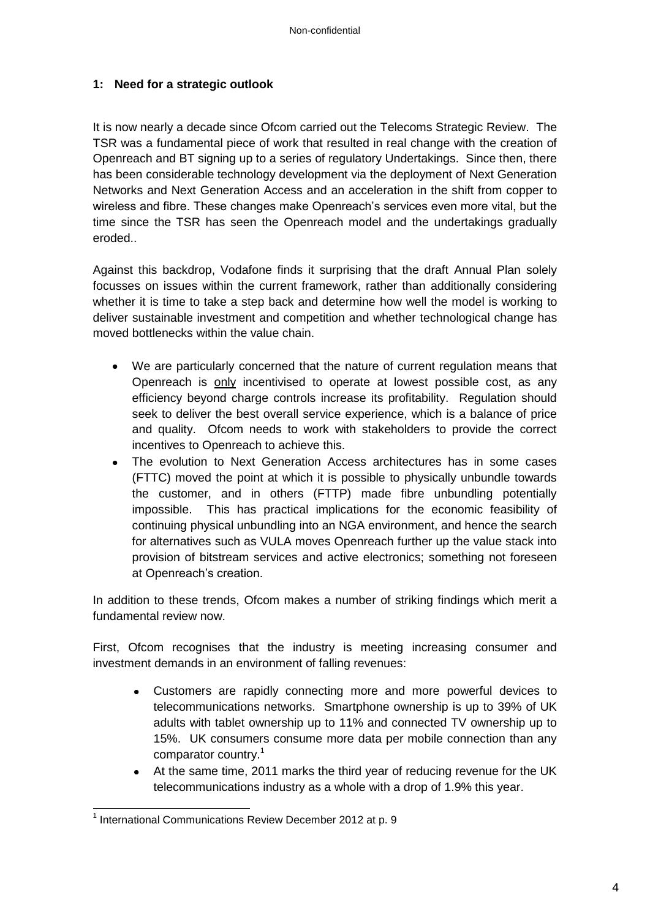## 1: Need for a strategic outlook

It is now nearly a decade since Ofcom carried out the Telecoms Strategic Review. The TSR was a fundamental piece of work that resulted in real change with the creation of Openreach and BT signing up to a series of regulatory Undertakings. Since then, there has been considerable technology development via the deployment of Next Generation Networks and Next Generation Access and an acceleration in the shift from copper to wireless and fibre. These changes make Openreach's services even more vital, but the time since the TSR has seen the Openreach model and the undertakings gradually eroded..

Against this backdrop, Vodafone finds it surprising that the draft Annual Plan solely focusses on issues within the current framework, rather than additionally considering whether it is time to take a step back and determine how well the model is working to deliver sustainable investment and competition and whether technological change has moved bottlenecks within the value chain.

- We are particularly concerned that the nature of current regulation means that Openreach is only incentivised to operate at lowest possible cost, as any efficiency beyond charge controls increase its profitability. Regulation should seek to deliver the best overall service experience, which is a balance of price and quality. Ofcom needs to work with stakeholders to provide the correct incentives to Openreach to achieve this.
- The evolution to Next Generation Access architectures has in some cases (FTTC) moved the point at which it is possible to physically unbundle towards the customer, and in others (FTTP) made fibre unbundling potentially impossible. This has practical implications for the economic feasibility of continuing physical unbundling into an NGA environment, and hence the search for alternatives such as VULA moves Openreach further up the value stack into provision of bitstream services and active electronics; something not foreseen at Openreach's creation.

In addition to these trends, Ofcom makes a number of striking findings which merit a fundamental review now.

First, Ofcom recognises that the industry is meeting increasing consumer and investment demands in an environment of falling revenues:

- Customers are rapidly connecting more and more powerful devices to telecommunications networks. Smartphone ownership is up to 39% of UK adults with tablet ownership up to 11% and connected TV ownership up to 15%. UK consumers consume more data per mobile connection than any comparator country.[1]
- At the same time, 2011 marks the third year of reducing revenue for the UK telecommunications industry as a whole with a drop of 1.9% this year.

[1] International Communications Review December 2012 at p. 9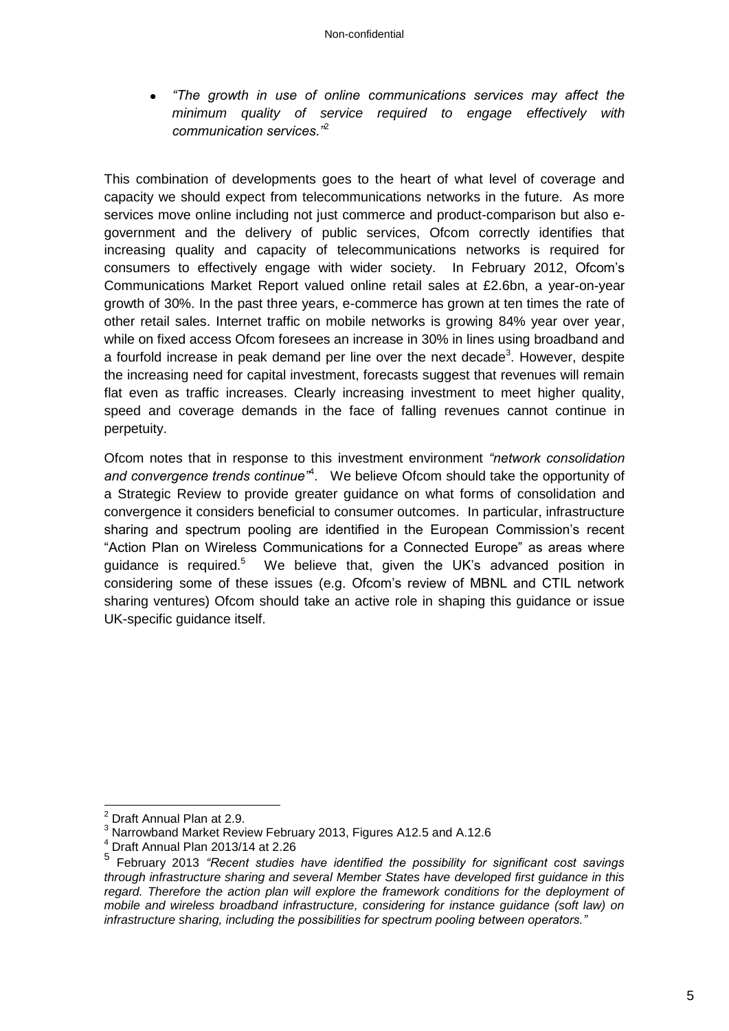- *"The growth in use of online communications services may affect the minimum quality of service required to engage effectively with communication services."*[2]

This combination of developments goes to the heart of what level of coverage and capacity we should expect from telecommunications networks in the future. As more services move online including not just commerce and product-comparison but also e-government and the delivery of public services, Ofcom correctly identifies that increasing quality and capacity of telecommunications networks is required for consumers to effectively engage with wider society. In February 2012, Ofcom's Communications Market Report valued online retail sales at £2.6bn, a year-on-year growth of 30%. In the past three years, e-commerce has grown at ten times the rate of other retail sales. Internet traffic on mobile networks is growing 84% year over year, while on fixed access Ofcom foresees an increase in 30% in lines using broadband and a fourfold increase in peak demand per line over the next decade[3]. However, despite the increasing need for capital investment, forecasts suggest that revenues will remain flat even as traffic increases. Clearly increasing investment to meet higher quality, speed and coverage demands in the face of falling revenues cannot continue in perpetuity.

Ofcom notes that in response to this investment environment *"network consolidation and convergence trends continue"*[4]. We believe Ofcom should take the opportunity of a Strategic Review to provide greater guidance on what forms of consolidation and convergence it considers beneficial to consumer outcomes. In particular, infrastructure sharing and spectrum pooling are identified in the European Commission's recent "Action Plan on Wireless Communications for a Connected Europe" as areas where guidance is required.[5] We believe that, given the UK's advanced position in considering some of these issues (e.g. Ofcom's review of MBNL and CTIL network sharing ventures) Ofcom should take an active role in shaping this guidance or issue UK-specific guidance itself.

---

[2] Draft Annual Plan at 2.9.

[3] Narrowband Market Review February 2013, Figures A12.5 and A.12.6

[4] Draft Annual Plan 2013/14 at 2.26

[5] February 2013 *"Recent studies have identified the possibility for significant cost savings through infrastructure sharing and several Member States have developed first guidance in this regard. Therefore the action plan will explore the framework conditions for the deployment of mobile and wireless broadband infrastructure, considering for instance guidance (soft law) on infrastructure sharing, including the possibilities for spectrum pooling between operators."*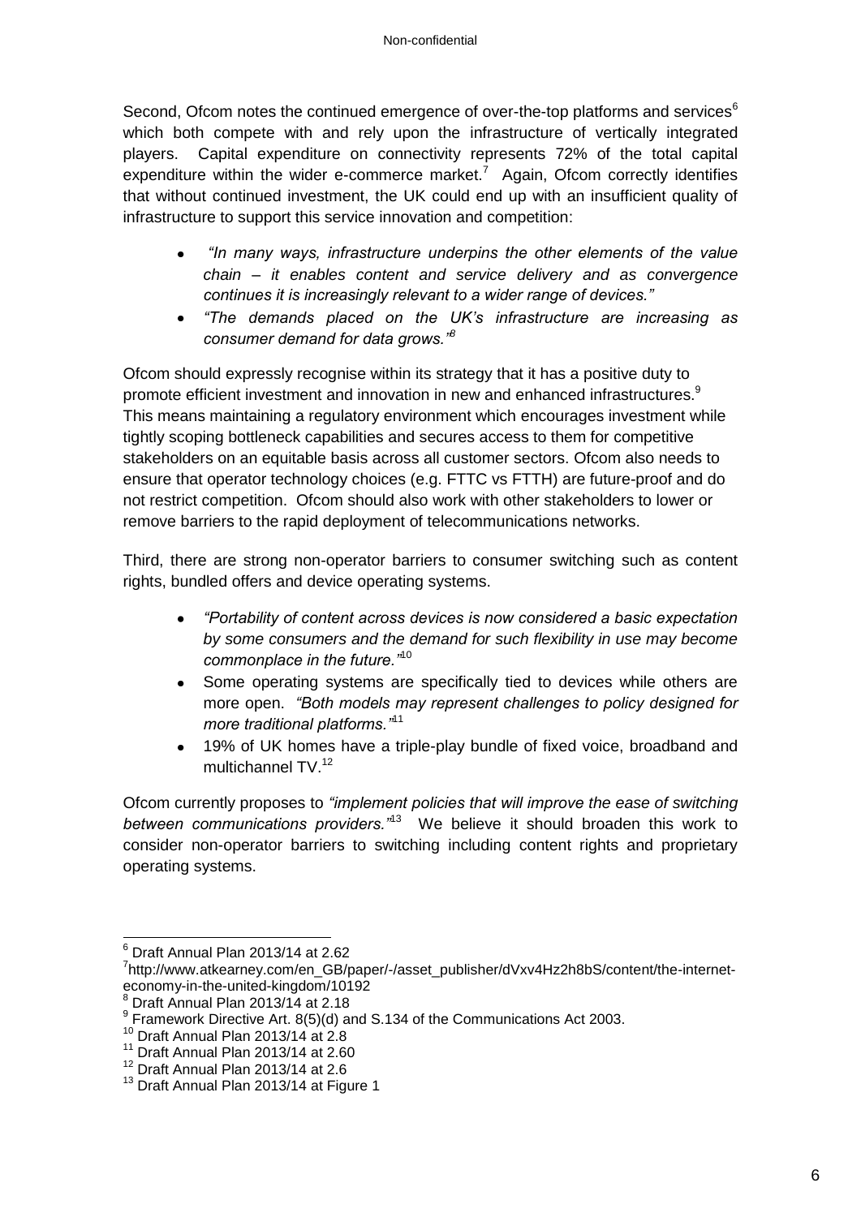Second, Ofcom notes the continued emergence of over-the-top platforms and services[6] which both compete with and rely upon the infrastructure of vertically integrated players. Capital expenditure on connectivity represents 72% of the total capital expenditure within the wider e-commerce market.[7] Again, Ofcom correctly identifies that without continued investment, the UK could end up with an insufficient quality of infrastructure to support this service innovation and competition:

- *"In many ways, infrastructure underpins the other elements of the value chain – it enables content and service delivery and as convergence continues it is increasingly relevant to a wider range of devices."*
- *"The demands placed on the UK's infrastructure are increasing as consumer demand for data grows."*[8]

Ofcom should expressly recognise within its strategy that it has a positive duty to promote efficient investment and innovation in new and enhanced infrastructures.[9] This means maintaining a regulatory environment which encourages investment while tightly scoping bottleneck capabilities and secures access to them for competitive stakeholders on an equitable basis across all customer sectors. Ofcom also needs to ensure that operator technology choices (e.g. FTTC vs FTTH) are future-proof and do not restrict competition. Ofcom should also work with other stakeholders to lower or remove barriers to the rapid deployment of telecommunications networks.

Third, there are strong non-operator barriers to consumer switching such as content rights, bundled offers and device operating systems.

- *"Portability of content across devices is now considered a basic expectation by some consumers and the demand for such flexibility in use may become commonplace in the future."*[10]
- Some operating systems are specifically tied to devices while others are more open. *"Both models may represent challenges to policy designed for more traditional platforms."*[11]
- 19% of UK homes have a triple-play bundle of fixed voice, broadband and multichannel TV.[12]

Ofcom currently proposes to *"implement policies that will improve the ease of switching between communications providers."*[13] We believe it should broaden this work to consider non-operator barriers to switching including content rights and proprietary operating systems.

---

[6] Draft Annual Plan 2013/14 at 2.62

[7] http://www.atkearney.com/en_GB/paper/-/asset_publisher/dVxv4Hz2h8bS/content/the-internet-economy-in-the-united-kingdom/10192

[8] Draft Annual Plan 2013/14 at 2.18

[9] Framework Directive Art. 8(5)(d) and S.134 of the Communications Act 2003.

[10] Draft Annual Plan 2013/14 at 2.8

[11] Draft Annual Plan 2013/14 at 2.60

[12] Draft Annual Plan 2013/14 at 2.6

[13] Draft Annual Plan 2013/14 at Figure 1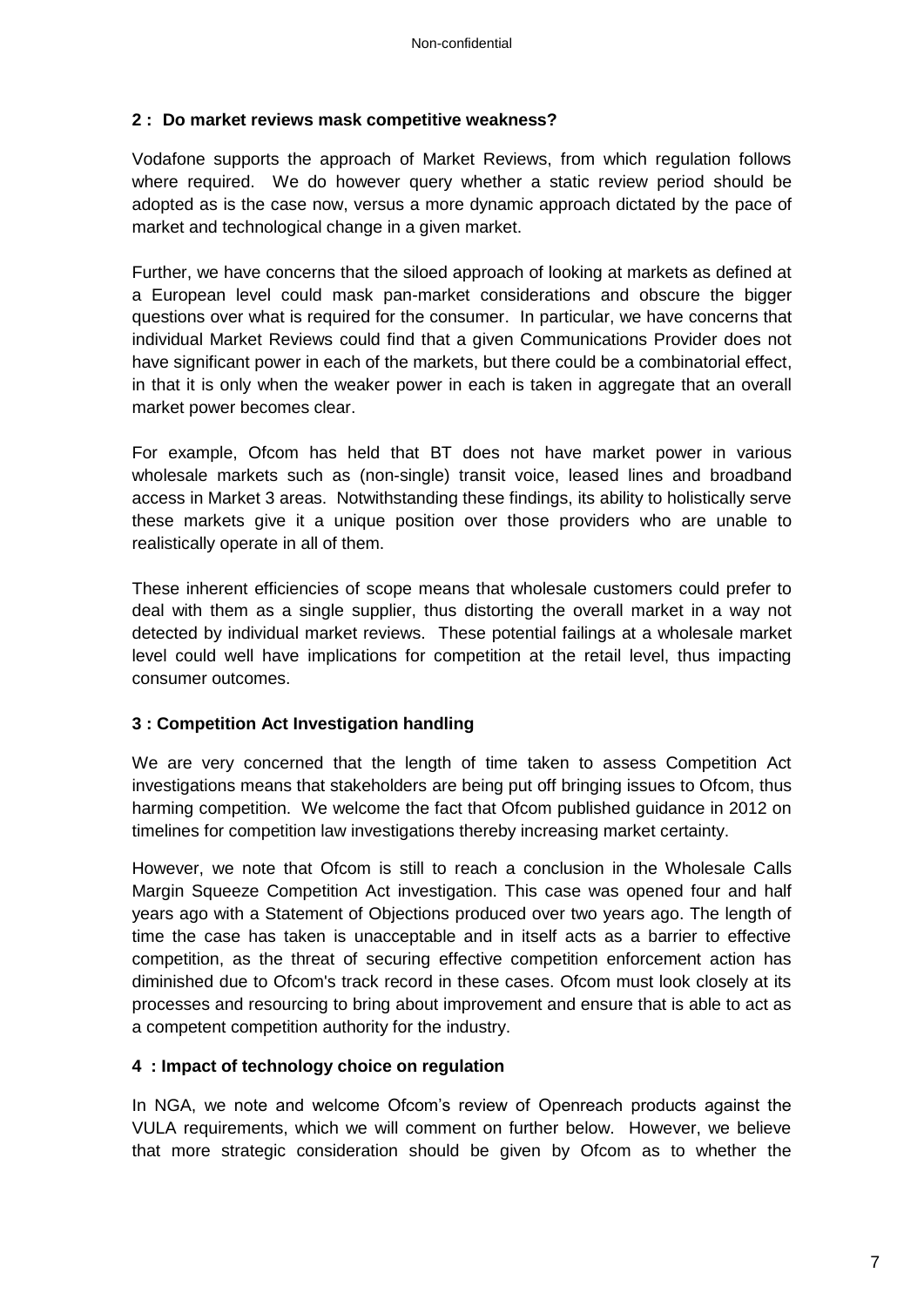### 2 : Do market reviews mask competitive weakness?

Vodafone supports the approach of Market Reviews, from which regulation follows where required. We do however query whether a static review period should be adopted as is the case now, versus a more dynamic approach dictated by the pace of market and technological change in a given market.

Further, we have concerns that the siloed approach of looking at markets as defined at a European level could mask pan-market considerations and obscure the bigger questions over what is required for the consumer. In particular, we have concerns that individual Market Reviews could find that a given Communications Provider does not have significant power in each of the markets, but there could be a combinatorial effect, in that it is only when the weaker power in each is taken in aggregate that an overall market power becomes clear.

For example, Ofcom has held that BT does not have market power in various wholesale markets such as (non-single) transit voice, leased lines and broadband access in Market 3 areas. Notwithstanding these findings, its ability to holistically serve these markets give it a unique position over those providers who are unable to realistically operate in all of them.

These inherent efficiencies of scope means that wholesale customers could prefer to deal with them as a single supplier, thus distorting the overall market in a way not detected by individual market reviews. These potential failings at a wholesale market level could well have implications for competition at the retail level, thus impacting consumer outcomes.

### 3 : Competition Act Investigation handling

We are very concerned that the length of time taken to assess Competition Act investigations means that stakeholders are being put off bringing issues to Ofcom, thus harming competition. We welcome the fact that Ofcom published guidance in 2012 on timelines for competition law investigations thereby increasing market certainty.

However, we note that Ofcom is still to reach a conclusion in the Wholesale Calls Margin Squeeze Competition Act investigation. This case was opened four and half years ago with a Statement of Objections produced over two years ago. The length of time the case has taken is unacceptable and in itself acts as a barrier to effective competition, as the threat of securing effective competition enforcement action has diminished due to Ofcom's track record in these cases. Ofcom must look closely at its processes and resourcing to bring about improvement and ensure that is able to act as a competent competition authority for the industry.

### 4 : Impact of technology choice on regulation

In NGA, we note and welcome Ofcom's review of Openreach products against the VULA requirements, which we will comment on further below. However, we believe that more strategic consideration should be given by Ofcom as to whether the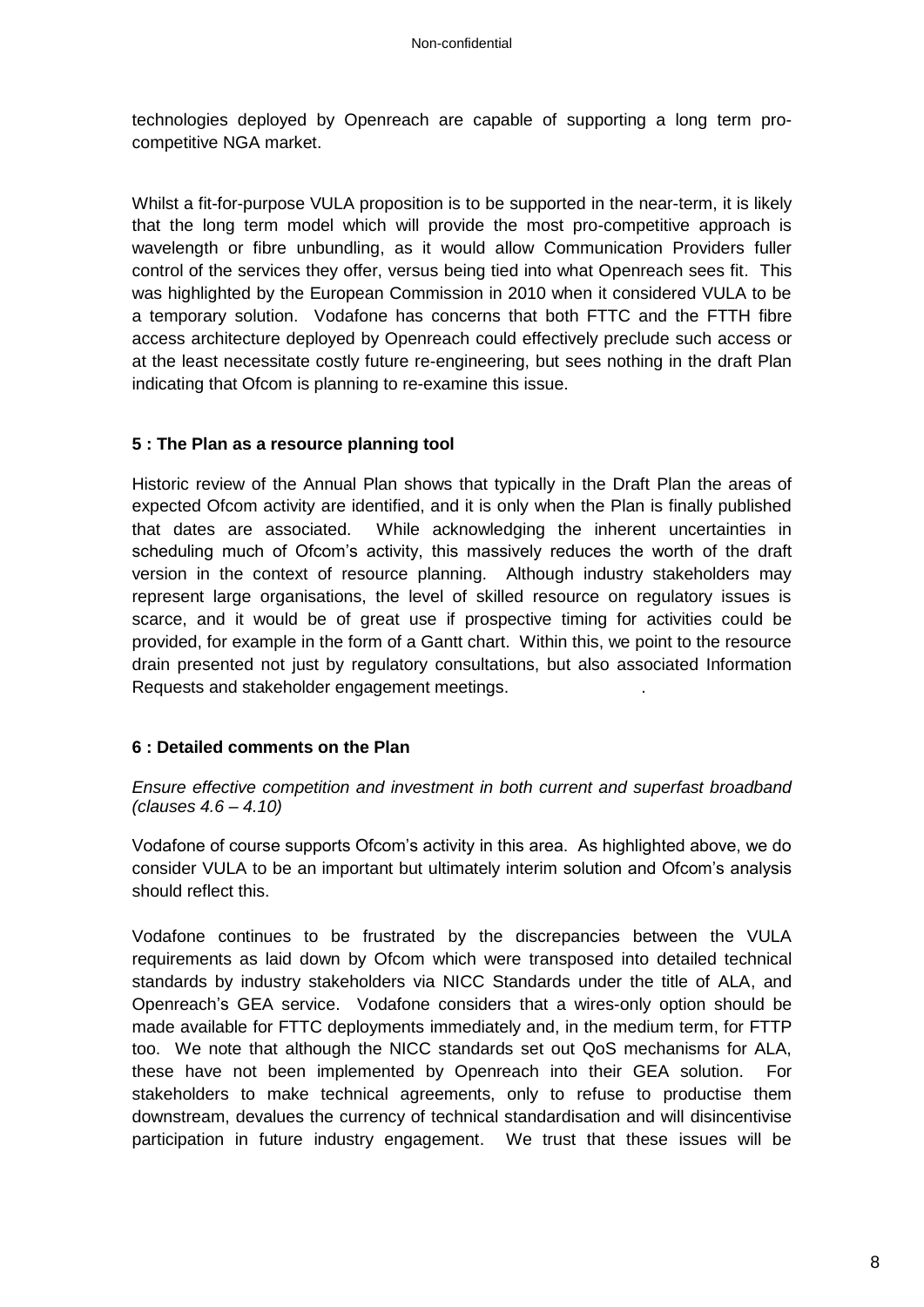technologies deployed by Openreach are capable of supporting a long term pro-competitive NGA market.

Whilst a fit-for-purpose VULA proposition is to be supported in the near-term, it is likely that the long term model which will provide the most pro-competitive approach is wavelength or fibre unbundling, as it would allow Communication Providers fuller control of the services they offer, versus being tied into what Openreach sees fit. This was highlighted by the European Commission in 2010 when it considered VULA to be a temporary solution. Vodafone has concerns that both FTTC and the FTTH fibre access architecture deployed by Openreach could effectively preclude such access or at the least necessitate costly future re-engineering, but sees nothing in the draft Plan indicating that Ofcom is planning to re-examine this issue.

### 5 : The Plan as a resource planning tool

Historic review of the Annual Plan shows that typically in the Draft Plan the areas of expected Ofcom activity are identified, and it is only when the Plan is finally published that dates are associated. While acknowledging the inherent uncertainties in scheduling much of Ofcom's activity, this massively reduces the worth of the draft version in the context of resource planning. Although industry stakeholders may represent large organisations, the level of skilled resource on regulatory issues is scarce, and it would be of great use if prospective timing for activities could be provided, for example in the form of a Gantt chart. Within this, we point to the resource drain presented not just by regulatory consultations, but also associated Information Requests and stakeholder engagement meetings.

### 6 : Detailed comments on the Plan

*Ensure effective competition and investment in both current and superfast broadband (clauses 4.6 – 4.10)*

Vodafone of course supports Ofcom's activity in this area. As highlighted above, we do consider VULA to be an important but ultimately interim solution and Ofcom's analysis should reflect this.

Vodafone continues to be frustrated by the discrepancies between the VULA requirements as laid down by Ofcom which were transposed into detailed technical standards by industry stakeholders via NICC Standards under the title of ALA, and Openreach's GEA service. Vodafone considers that a wires-only option should be made available for FTTC deployments immediately and, in the medium term, for FTTP too. We note that although the NICC standards set out QoS mechanisms for ALA, these have not been implemented by Openreach into their GEA solution. For stakeholders to make technical agreements, only to refuse to productise them downstream, devalues the currency of technical standardisation and will disincentivise participation in future industry engagement. We trust that these issues will be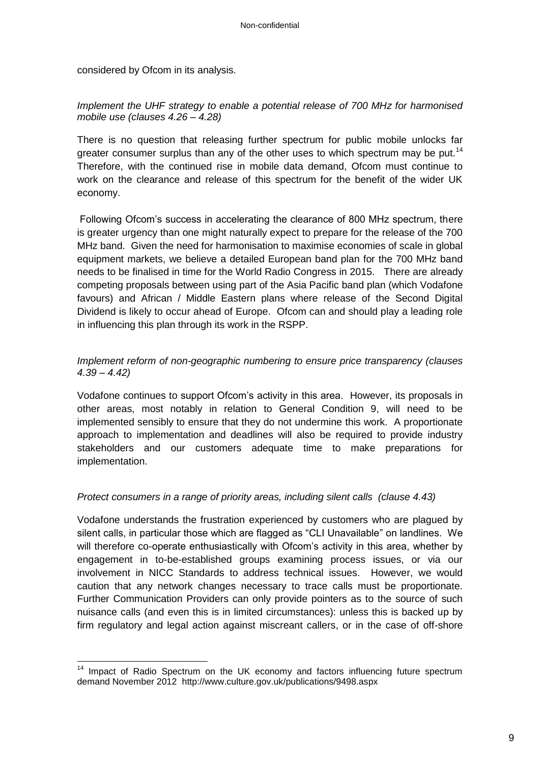considered by Ofcom in its analysis.

*Implement the UHF strategy to enable a potential release of 700 MHz for harmonised mobile use (clauses 4.26 – 4.28)*

There is no question that releasing further spectrum for public mobile unlocks far greater consumer surplus than any of the other uses to which spectrum may be put.[14] Therefore, with the continued rise in mobile data demand, Ofcom must continue to work on the clearance and release of this spectrum for the benefit of the wider UK economy.

Following Ofcom's success in accelerating the clearance of 800 MHz spectrum, there is greater urgency than one might naturally expect to prepare for the release of the 700 MHz band. Given the need for harmonisation to maximise economies of scale in global equipment markets, we believe a detailed European band plan for the 700 MHz band needs to be finalised in time for the World Radio Congress in 2015. There are already competing proposals between using part of the Asia Pacific band plan (which Vodafone favours) and African / Middle Eastern plans where release of the Second Digital Dividend is likely to occur ahead of Europe. Ofcom can and should play a leading role in influencing this plan through its work in the RSPP.

*Implement reform of non-geographic numbering to ensure price transparency (clauses 4.39 – 4.42)*

Vodafone continues to support Ofcom's activity in this area. However, its proposals in other areas, most notably in relation to General Condition 9, will need to be implemented sensibly to ensure that they do not undermine this work. A proportionate approach to implementation and deadlines will also be required to provide industry stakeholders and our customers adequate time to make preparations for implementation.

*Protect consumers in a range of priority areas, including silent calls (clause 4.43)*

Vodafone understands the frustration experienced by customers who are plagued by silent calls, in particular those which are flagged as "CLI Unavailable" on landlines. We will therefore co-operate enthusiastically with Ofcom's activity in this area, whether by engagement in to-be-established groups examining process issues, or via our involvement in NICC Standards to address technical issues. However, we would caution that any network changes necessary to trace calls must be proportionate. Further Communication Providers can only provide pointers as to the source of such nuisance calls (and even this is in limited circumstances): unless this is backed up by firm regulatory and legal action against miscreant callers, or in the case of off-shore

---

[14] Impact of Radio Spectrum on the UK economy and factors influencing future spectrum demand November 2012 http://www.culture.gov.uk/publications/9498.aspx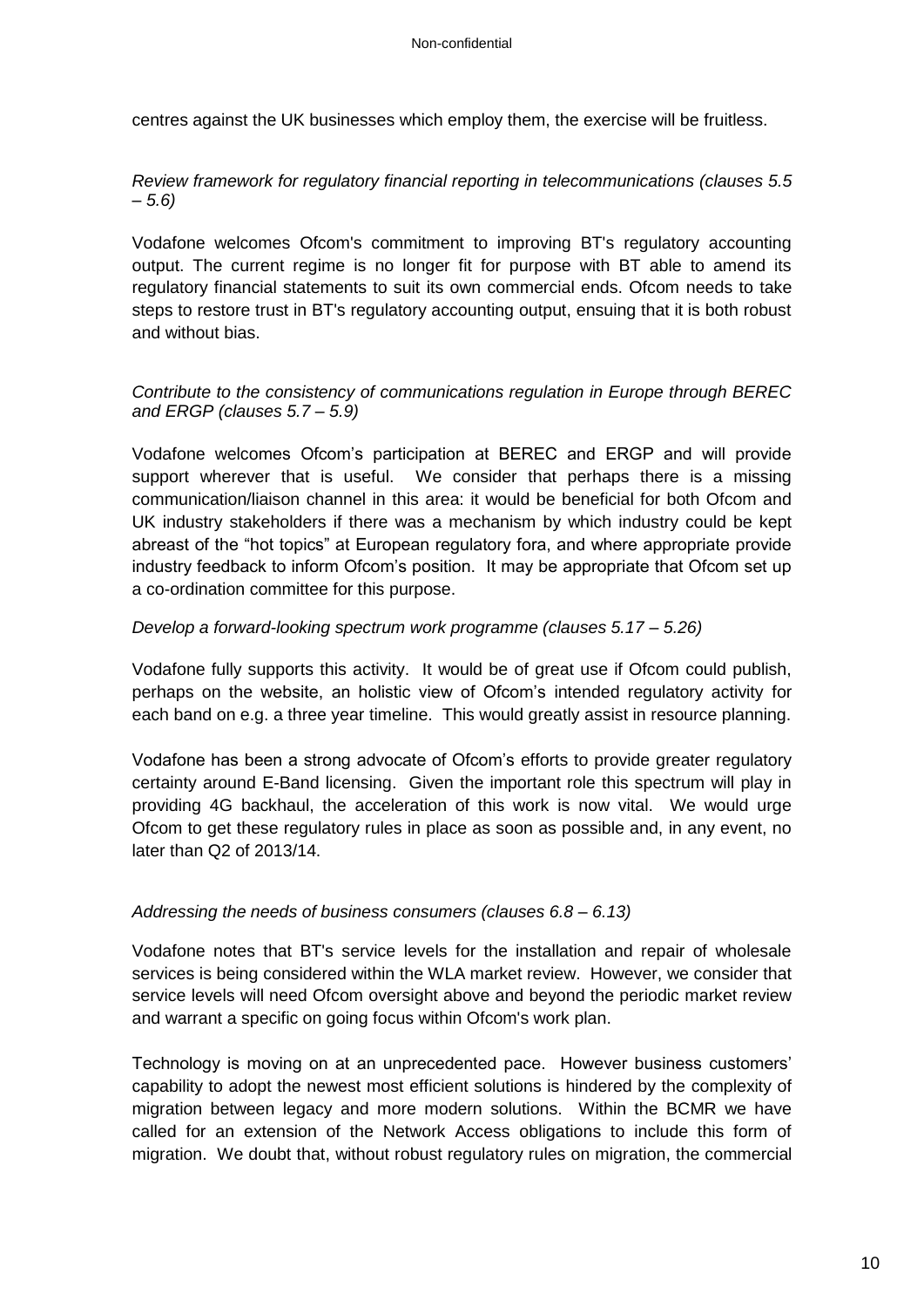centres against the UK businesses which employ them, the exercise will be fruitless.

*Review framework for regulatory financial reporting in telecommunications (clauses 5.5 – 5.6)*

Vodafone welcomes Ofcom's commitment to improving BT's regulatory accounting output. The current regime is no longer fit for purpose with BT able to amend its regulatory financial statements to suit its own commercial ends. Ofcom needs to take steps to restore trust in BT's regulatory accounting output, ensuing that it is both robust and without bias.

*Contribute to the consistency of communications regulation in Europe through BEREC and ERGP (clauses 5.7 – 5.9)*

Vodafone welcomes Ofcom's participation at BEREC and ERGP and will provide support wherever that is useful. We consider that perhaps there is a missing communication/liaison channel in this area: it would be beneficial for both Ofcom and UK industry stakeholders if there was a mechanism by which industry could be kept abreast of the "hot topics" at European regulatory fora, and where appropriate provide industry feedback to inform Ofcom's position. It may be appropriate that Ofcom set up a co-ordination committee for this purpose.

*Develop a forward-looking spectrum work programme (clauses 5.17 – 5.26)*

Vodafone fully supports this activity. It would be of great use if Ofcom could publish, perhaps on the website, an holistic view of Ofcom's intended regulatory activity for each band on e.g. a three year timeline. This would greatly assist in resource planning.

Vodafone has been a strong advocate of Ofcom's efforts to provide greater regulatory certainty around E-Band licensing. Given the important role this spectrum will play in providing 4G backhaul, the acceleration of this work is now vital. We would urge Ofcom to get these regulatory rules in place as soon as possible and, in any event, no later than Q2 of 2013/14.

*Addressing the needs of business consumers (clauses 6.8 – 6.13)*

Vodafone notes that BT's service levels for the installation and repair of wholesale services is being considered within the WLA market review. However, we consider that service levels will need Ofcom oversight above and beyond the periodic market review and warrant a specific on going focus within Ofcom's work plan.

Technology is moving on at an unprecedented pace. However business customers' capability to adopt the newest most efficient solutions is hindered by the complexity of migration between legacy and more modern solutions. Within the BCMR we have called for an extension of the Network Access obligations to include this form of migration. We doubt that, without robust regulatory rules on migration, the commercial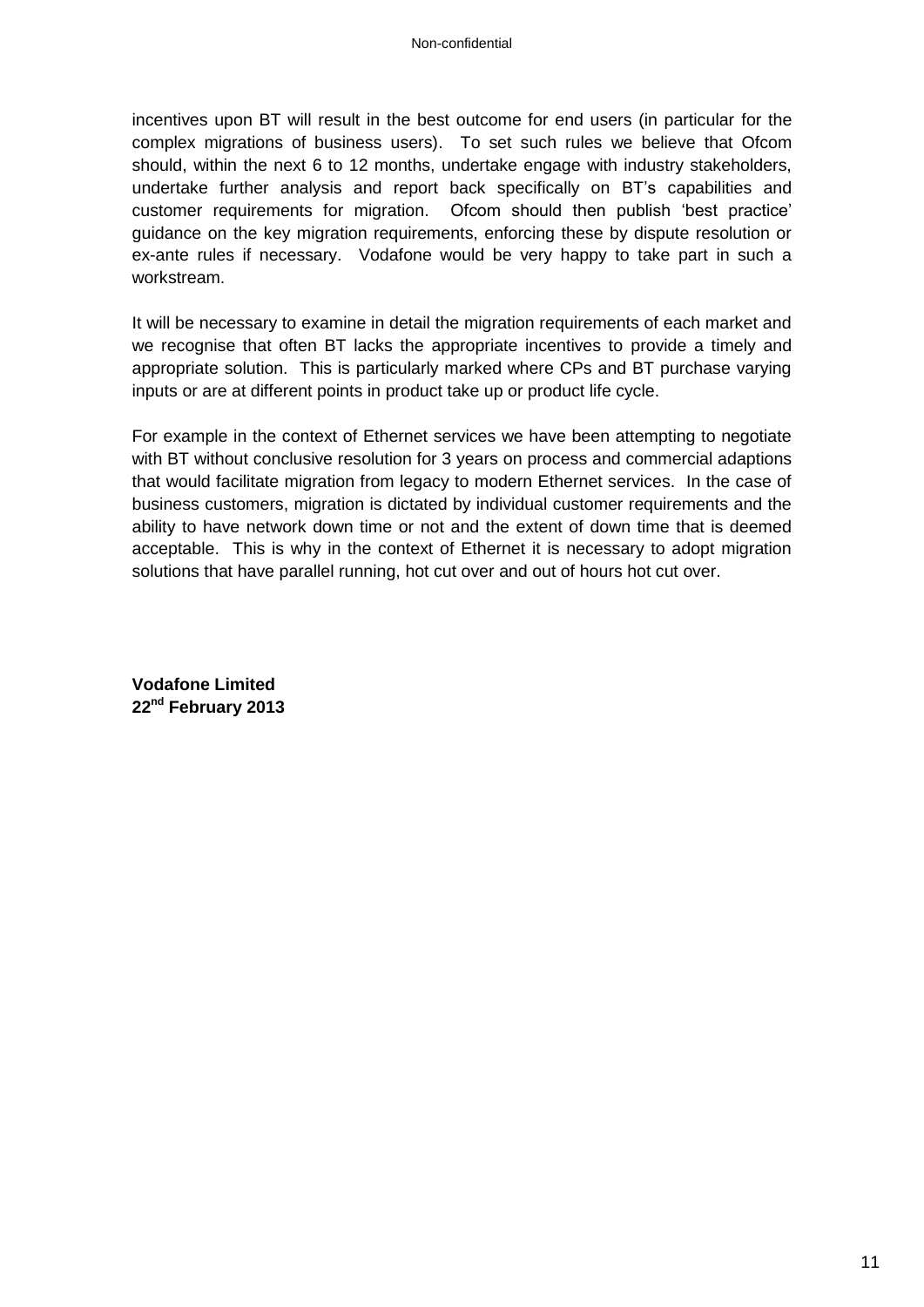incentives upon BT will result in the best outcome for end users (in particular for the complex migrations of business users). To set such rules we believe that Ofcom should, within the next 6 to 12 months, undertake engage with industry stakeholders, undertake further analysis and report back specifically on BT's capabilities and customer requirements for migration. Ofcom should then publish 'best practice' guidance on the key migration requirements, enforcing these by dispute resolution or ex-ante rules if necessary. Vodafone would be very happy to take part in such a workstream.

It will be necessary to examine in detail the migration requirements of each market and we recognise that often BT lacks the appropriate incentives to provide a timely and appropriate solution. This is particularly marked where CPs and BT purchase varying inputs or are at different points in product take up or product life cycle.

For example in the context of Ethernet services we have been attempting to negotiate with BT without conclusive resolution for 3 years on process and commercial adaptions that would facilitate migration from legacy to modern Ethernet services. In the case of business customers, migration is dictated by individual customer requirements and the ability to have network down time or not and the extent of down time that is deemed acceptable. This is why in the context of Ethernet it is necessary to adopt migration solutions that have parallel running, hot cut over and out of hours hot cut over.

**Vodafone Limited**
**22nd February 2013**